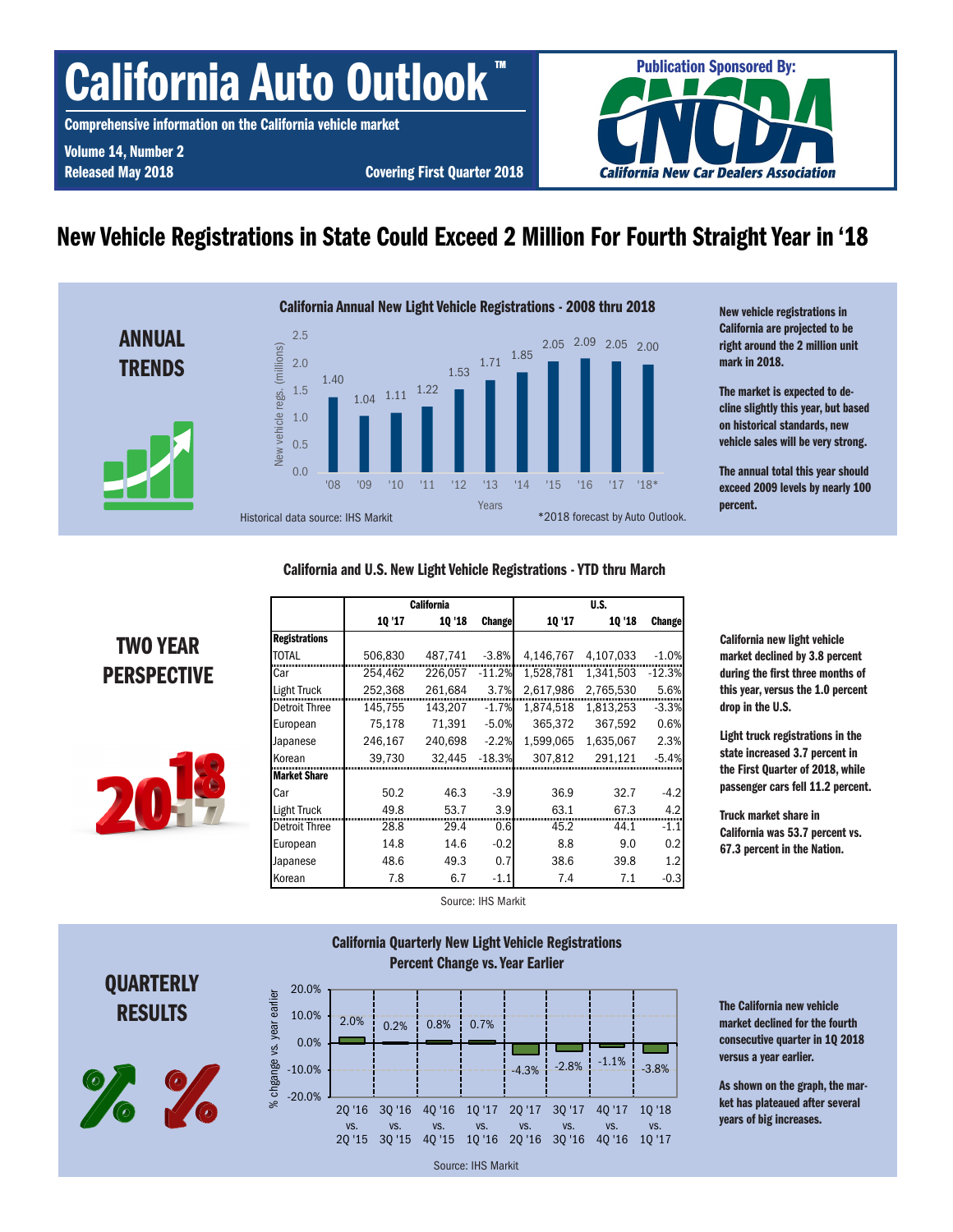# California Auto Outlook™

**Comprehensive information on the California vehicle market**

**Volume 14, Number 2**
**Released May 2018**
**Covering First Quarter 2018**

**Publication Sponsored By:** CNCDA California New Car Dealers Association

## New Vehicle Registrations in State Could Exceed 2 Million For Fourth Straight Year in '18

### ANNUAL TRENDS

**California Annual New Light Vehicle Registrations - 2008 thru 2018**

| Year | New vehicle regs. (millions) |
|---|---|
| '08 | 1.40 |
| '09 | 1.04 |
| '10 | 1.11 |
| '11 | 1.22 |
| '12 | 1.53 |
| '13 | 1.71 |
| '14 | 1.85 |
| '15 | 2.05 |
| '16 | 2.09 |
| '17 | 2.05 |
| '18* | 2.00 |

Historical data source: IHS Markit

*2018 forecast by Auto Outlook.

**New vehicle registrations in California are projected to be right around the 2 million unit mark in 2018.**

**The market is expected to decline slightly this year, but based on historical standards, new vehicle sales will be very strong.**

**The annual total this year should exceed 2009 levels by nearly 100 percent.**

### TWO YEAR PERSPECTIVE

**California and U.S. New Light Vehicle Registrations - YTD thru March**

| | California | | | U.S. | | |
|---|---|---|---|---|---|---|
| | 1Q '17 | 1Q '18 | Change | 1Q '17 | 1Q '18 | Change |
| **Registrations** | | | | | | |
| TOTAL | 506,830 | 487,741 | -3.8% | 4,146,767 | 4,107,033 | -1.0% |
| Car | 254,462 | 226,057 | -11.2% | 1,528,781 | 1,341,503 | -12.3% |
| Light Truck | 252,368 | 261,684 | 3.7% | 2,617,986 | 2,765,530 | 5.6% |
| Detroit Three | 145,755 | 143,207 | -1.7% | 1,874,518 | 1,813,253 | -3.3% |
| European | 75,178 | 71,391 | -5.0% | 365,372 | 367,592 | 0.6% |
| Japanese | 246,167 | 240,698 | -2.2% | 1,599,065 | 1,635,067 | 2.3% |
| Korean | 39,730 | 32,445 | -18.3% | 307,812 | 291,121 | -5.4% |
| **Market Share** | | | | | | |
| Car | 50.2 | 46.3 | -3.9 | 36.9 | 32.7 | -4.2 |
| Light Truck | 49.8 | 53.7 | 3.9 | 63.1 | 67.3 | 4.2 |
| Detroit Three | 28.8 | 29.4 | 0.6 | 45.2 | 44.1 | -1.1 |
| European | 14.8 | 14.6 | -0.2 | 8.8 | 9.0 | 0.2 |
| Japanese | 48.6 | 49.3 | 0.7 | 38.6 | 39.8 | 1.2 |
| Korean | 7.8 | 6.7 | -1.1 | 7.4 | 7.1 | -0.3 |

Source: IHS Markit

**California new light vehicle market declined by 3.8 percent during the first three months of this year, versus the 1.0 percent drop in the U.S.**

**Light truck registrations in the state increased 3.7 percent in the First Quarter of 2018, while passenger cars fell 11.2 percent.**

**Truck market share in California was 53.7 percent vs. 67.3 percent in the Nation.**

### QUARTERLY RESULTS

**California Quarterly New Light Vehicle Registrations**
**Percent Change vs. Year Earlier**

| Quarter | % change vs. year earlier |
|---|---|
| 2Q '16 vs. 2Q '15 | 2.0% |
| 3Q '16 vs. 3Q '15 | 0.2% |
| 4Q '16 vs. 4Q '15 | 0.8% |
| 1Q '17 vs. 1Q '16 | 0.7% |
| 2Q '17 vs. 2Q '16 | -4.3% |
| 3Q '17 vs. 3Q '16 | -2.8% |
| 4Q '17 vs. 4Q '16 | -1.1% |
| 1Q '18 vs. 1Q '17 | -3.8% |

Source: IHS Markit

**The California new vehicle market declined for the fourth consecutive quarter in 1Q 2018 versus a year earlier.**

**As shown on the graph, the market has plateaued after several years of big increases.**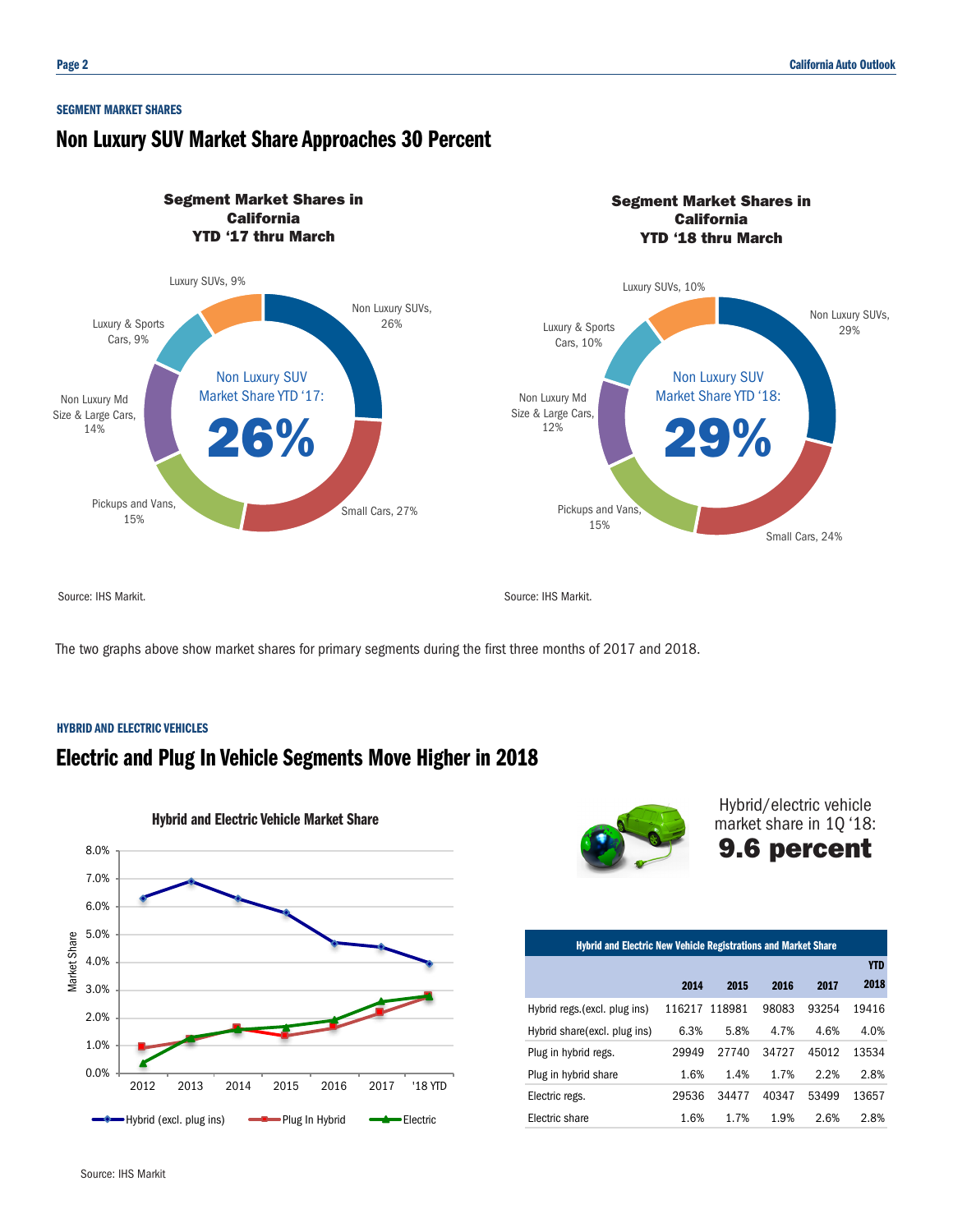SEGMENT MARKET SHARES

## Non Luxury SUV Market Share Approaches 30 Percent

**Segment Market Shares in California YTD '17 thru March**

Non Luxury SUVs, 26%; Small Cars, 27%; Pickups and Vans, 15%; Non Luxury Md Size & Large Cars, 14%; Luxury & Sports Cars, 9%; Luxury SUVs, 9%

Non Luxury SUV Market Share YTD '17: **26%**

Source: IHS Markit.

**Segment Market Shares in California YTD '18 thru March**

Non Luxury SUVs, 29%; Small Cars, 24%; Pickups and Vans, 15%; Non Luxury Md Size & Large Cars, 12%; Luxury & Sports Cars, 10%; Luxury SUVs, 10%

Non Luxury SUV Market Share YTD '18: **29%**

Source: IHS Markit.

The two graphs above show market shares for primary segments during the first three months of 2017 and 2018.

HYBRID AND ELECTRIC VEHICLES

## Electric and Plug In Vehicle Segments Move Higher in 2018

**Hybrid and Electric Vehicle Market Share**

Legend: Hybrid (excl. plug ins), Plug In Hybrid, Electric

Source: IHS Markit

Hybrid/electric vehicle market share in 1Q '18:
**9.6 percent**

**Hybrid and Electric New Vehicle Registrations and Market Share**

| | 2014 | 2015 | 2016 | 2017 | YTD 2018 |
|---|---|---|---|---|---|
| Hybrid regs.(excl. plug ins) | 116217 | 118981 | 98083 | 93254 | 19416 |
| Hybrid share(excl. plug ins) | 6.3% | 5.8% | 4.7% | 4.6% | 4.0% |
| Plug in hybrid regs. | 29949 | 27740 | 34727 | 45012 | 13534 |
| Plug in hybrid share | 1.6% | 1.4% | 1.7% | 2.2% | 2.8% |
| Electric regs. | 29536 | 34477 | 40347 | 53499 | 13657 |
| Electric share | 1.6% | 1.7% | 1.9% | 2.6% | 2.8% |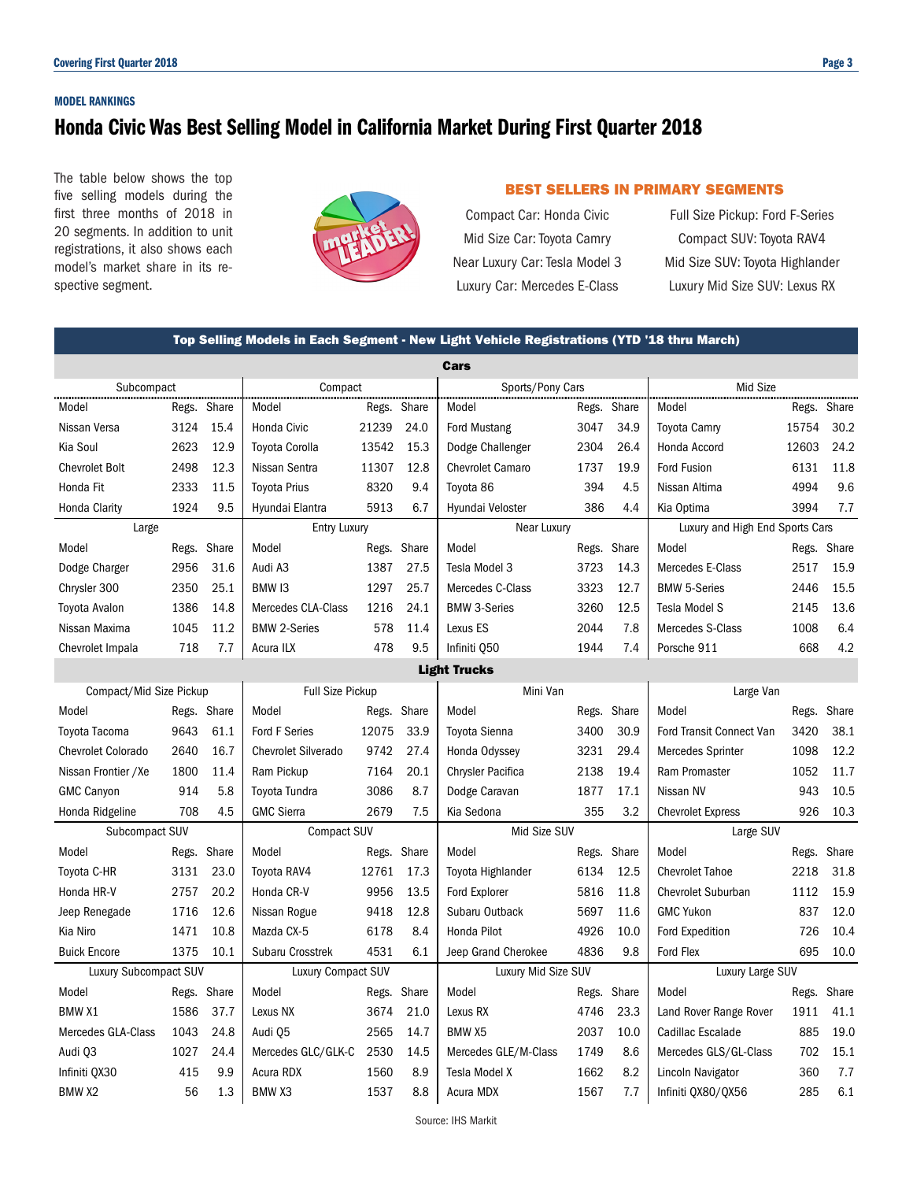MODEL RANKINGS

# Honda Civic Was Best Selling Model in California Market During First Quarter 2018

The table below shows the top five selling models during the first three months of 2018 in 20 segments. In addition to unit registrations, it also shows each model's market share in its respective segment.

### BEST SELLERS IN PRIMARY SEGMENTS

Compact Car: Honda Civic
Mid Size Car: Toyota Camry
Near Luxury Car: Tesla Model 3
Luxury Car: Mercedes E-Class
Full Size Pickup: Ford F-Series
Compact SUV: Toyota RAV4
Mid Size SUV: Toyota Highlander
Luxury Mid Size SUV: Lexus RX

## Top Selling Models in Each Segment - New Light Vehicle Registrations (YTD '18 thru March)

### Cars

| Subcompact | | | Compact | | | Sports/Pony Cars | | | Mid Size | | |
|---|---|---|---|---|---|---|---|---|---|---|---|
| Model | Regs. | Share | Model | Regs. | Share | Model | Regs. | Share | Model | Regs. | Share |
| Nissan Versa | 3124 | 15.4 | Honda Civic | 21239 | 24.0 | Ford Mustang | 3047 | 34.9 | Toyota Camry | 15754 | 30.2 |
| Kia Soul | 2623 | 12.9 | Toyota Corolla | 13542 | 15.3 | Dodge Challenger | 2304 | 26.4 | Honda Accord | 12603 | 24.2 |
| Chevrolet Bolt | 2498 | 12.3 | Nissan Sentra | 11307 | 12.8 | Chevrolet Camaro | 1737 | 19.9 | Ford Fusion | 6131 | 11.8 |
| Honda Fit | 2333 | 11.5 | Toyota Prius | 8320 | 9.4 | Toyota 86 | 394 | 4.5 | Nissan Altima | 4994 | 9.6 |
| Honda Clarity | 1924 | 9.5 | Hyundai Elantra | 5913 | 6.7 | Hyundai Veloster | 386 | 4.4 | Kia Optima | 3994 | 7.7 |
| **Large** | | | **Entry Luxury** | | | **Near Luxury** | | | **Luxury and High End Sports Cars** | | |
| Model | Regs. | Share | Model | Regs. | Share | Model | Regs. | Share | Model | Regs. | Share |
| Dodge Charger | 2956 | 31.6 | Audi A3 | 1387 | 27.5 | Tesla Model 3 | 3723 | 14.3 | Mercedes E-Class | 2517 | 15.9 |
| Chrysler 300 | 2350 | 25.1 | BMW I3 | 1297 | 25.7 | Mercedes C-Class | 3323 | 12.7 | BMW 5-Series | 2446 | 15.5 |
| Toyota Avalon | 1386 | 14.8 | Mercedes CLA-Class | 1216 | 24.1 | BMW 3-Series | 3260 | 12.5 | Tesla Model S | 2145 | 13.6 |
| Nissan Maxima | 1045 | 11.2 | BMW 2-Series | 578 | 11.4 | Lexus ES | 2044 | 7.8 | Mercedes S-Class | 1008 | 6.4 |
| Chevrolet Impala | 718 | 7.7 | Acura ILX | 478 | 9.5 | Infiniti Q50 | 1944 | 7.4 | Porsche 911 | 668 | 4.2 |

### Light Trucks

| Compact/Mid Size Pickup | | | Full Size Pickup | | | Mini Van | | | Large Van | | |
|---|---|---|---|---|---|---|---|---|---|---|---|
| Model | Regs. | Share | Model | Regs. | Share | Model | Regs. | Share | Model | Regs. | Share |
| Toyota Tacoma | 9643 | 61.1 | Ford F Series | 12075 | 33.9 | Toyota Sienna | 3400 | 30.9 | Ford Transit Connect Van | 3420 | 38.1 |
| Chevrolet Colorado | 2640 | 16.7 | Chevrolet Silverado | 9742 | 27.4 | Honda Odyssey | 3231 | 29.4 | Mercedes Sprinter | 1098 | 12.2 |
| Nissan Frontier /Xe | 1800 | 11.4 | Ram Pickup | 7164 | 20.1 | Chrysler Pacifica | 2138 | 19.4 | Ram Promaster | 1052 | 11.7 |
| GMC Canyon | 914 | 5.8 | Toyota Tundra | 3086 | 8.7 | Dodge Caravan | 1877 | 17.1 | Nissan NV | 943 | 10.5 |
| Honda Ridgeline | 708 | 4.5 | GMC Sierra | 2679 | 7.5 | Kia Sedona | 355 | 3.2 | Chevrolet Express | 926 | 10.3 |
| **Subcompact SUV** | | | **Compact SUV** | | | **Mid Size SUV** | | | **Large SUV** | | |
| Model | Regs. | Share | Model | Regs. | Share | Model | Regs. | Share | Model | Regs. | Share |
| Toyota C-HR | 3131 | 23.0 | Toyota RAV4 | 12761 | 17.3 | Toyota Highlander | 6134 | 12.5 | Chevrolet Tahoe | 2218 | 31.8 |
| Honda HR-V | 2757 | 20.2 | Honda CR-V | 9956 | 13.5 | Ford Explorer | 5816 | 11.8 | Chevrolet Suburban | 1112 | 15.9 |
| Jeep Renegade | 1716 | 12.6 | Nissan Rogue | 9418 | 12.8 | Subaru Outback | 5697 | 11.6 | GMC Yukon | 837 | 12.0 |
| Kia Niro | 1471 | 10.8 | Mazda CX-5 | 6178 | 8.4 | Honda Pilot | 4926 | 10.0 | Ford Expedition | 726 | 10.4 |
| Buick Encore | 1375 | 10.1 | Subaru Crosstrek | 4531 | 6.1 | Jeep Grand Cherokee | 4836 | 9.8 | Ford Flex | 695 | 10.0 |
| **Luxury Subcompact SUV** | | | **Luxury Compact SUV** | | | **Luxury Mid Size SUV** | | | **Luxury Large SUV** | | |
| Model | Regs. | Share | Model | Regs. | Share | Model | Regs. | Share | Model | Regs. | Share |
| BMW X1 | 1586 | 37.7 | Lexus NX | 3674 | 21.0 | Lexus RX | 4746 | 23.3 | Land Rover Range Rover | 1911 | 41.1 |
| Mercedes GLA-Class | 1043 | 24.8 | Audi Q5 | 2565 | 14.7 | BMW X5 | 2037 | 10.0 | Cadillac Escalade | 885 | 19.0 |
| Audi Q3 | 1027 | 24.4 | Mercedes GLC/GLK-C | 2530 | 14.5 | Mercedes GLE/M-Class | 1749 | 8.6 | Mercedes GLS/GL-Class | 702 | 15.1 |
| Infiniti QX30 | 415 | 9.9 | Acura RDX | 1560 | 8.9 | Tesla Model X | 1662 | 8.2 | Lincoln Navigator | 360 | 7.7 |
| BMW X2 | 56 | 1.3 | BMW X3 | 1537 | 8.8 | Acura MDX | 1567 | 7.7 | Infiniti QX80/QX56 | 285 | 6.1 |

Source: IHS Markit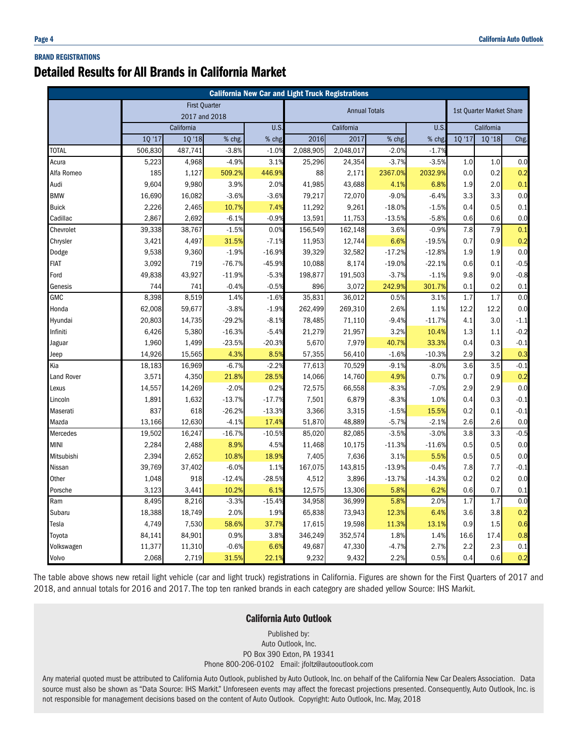**BRAND REGISTRATIONS**

# Detailed Results for All Brands in California Market

| California New Car and Light Truck Registrations | | | | | | | | | | | |
|---|---|---|---|---|---|---|---|---|---|---|---|
| | First Quarter 2017 and 2018 | | | | Annual Totals | | | | 1st Quarter Market Share | | |
| | California | | | U.S. | California | | | U.S. | California | | |
| | 1Q '17 | 1Q '18 | % chg. | % chg. | 2016 | 2017 | % chg. | % chg. | 1Q '17 | 1Q '18 | Chg. |
| TOTAL | 506,830 | 487,741 | -3.8% | -1.0% | 2,088,905 | 2,048,017 | -2.0% | -1.7% | | | |
| Acura | 5,223 | 4,968 | -4.9% | 3.1% | 25,296 | 24,354 | -3.7% | -3.5% | 1.0 | 1.0 | 0.0 |
| Alfa Romeo | 185 | 1,127 | 509.2% | 446.9% | 88 | 2,171 | 2367.0% | 2032.9% | 0.0 | 0.2 | 0.2 |
| Audi | 9,604 | 9,980 | 3.9% | 2.0% | 41,985 | 43,688 | 4.1% | 6.8% | 1.9 | 2.0 | 0.1 |
| BMW | 16,690 | 16,082 | -3.6% | -3.6% | 79,217 | 72,070 | -9.0% | -6.4% | 3.3 | 3.3 | 0.0 |
| Buick | 2,226 | 2,465 | 10.7% | 7.4% | 11,292 | 9,261 | -18.0% | -1.5% | 0.4 | 0.5 | 0.1 |
| Cadillac | 2,867 | 2,692 | -6.1% | -0.9% | 13,591 | 11,753 | -13.5% | -5.8% | 0.6 | 0.6 | 0.0 |
| Chevrolet | 39,338 | 38,767 | -1.5% | 0.0% | 156,549 | 162,148 | 3.6% | -0.9% | 7.8 | 7.9 | 0.1 |
| Chrysler | 3,421 | 4,497 | 31.5% | -7.1% | 11,953 | 12,744 | 6.6% | -19.5% | 0.7 | 0.9 | 0.2 |
| Dodge | 9,538 | 9,360 | -1.9% | -16.9% | 39,329 | 32,582 | -17.2% | -12.8% | 1.9 | 1.9 | 0.0 |
| FIAT | 3,092 | 719 | -76.7% | -45.9% | 10,088 | 8,174 | -19.0% | -22.1% | 0.6 | 0.1 | -0.5 |
| Ford | 49,838 | 43,927 | -11.9% | -5.3% | 198,877 | 191,503 | -3.7% | -1.1% | 9.8 | 9.0 | -0.8 |
| Genesis | 744 | 741 | -0.4% | -0.5% | 896 | 3,072 | 242.9% | 301.7% | 0.1 | 0.2 | 0.1 |
| GMC | 8,398 | 8,519 | 1.4% | -1.6% | 35,831 | 36,012 | 0.5% | 3.1% | 1.7 | 1.7 | 0.0 |
| Honda | 62,008 | 59,677 | -3.8% | -1.9% | 262,499 | 269,310 | 2.6% | 1.1% | 12.2 | 12.2 | 0.0 |
| Hyundai | 20,803 | 14,735 | -29.2% | -8.1% | 78,485 | 71,110 | -9.4% | -11.7% | 4.1 | 3.0 | -1.1 |
| Infiniti | 6,426 | 5,380 | -16.3% | -5.4% | 21,279 | 21,957 | 3.2% | 10.4% | 1.3 | 1.1 | -0.2 |
| Jaguar | 1,960 | 1,499 | -23.5% | -20.3% | 5,670 | 7,979 | 40.7% | 33.3% | 0.4 | 0.3 | -0.1 |
| Jeep | 14,926 | 15,565 | 4.3% | 8.5% | 57,355 | 56,410 | -1.6% | -10.3% | 2.9 | 3.2 | 0.3 |
| Kia | 18,183 | 16,969 | -6.7% | -2.2% | 77,613 | 70,529 | -9.1% | -8.0% | 3.6 | 3.5 | -0.1 |
| Land Rover | 3,571 | 4,350 | 21.8% | 28.5% | 14,066 | 14,760 | 4.9% | 0.7% | 0.7 | 0.9 | 0.2 |
| Lexus | 14,557 | 14,269 | -2.0% | 0.2% | 72,575 | 66,558 | -8.3% | -7.0% | 2.9 | 2.9 | 0.0 |
| Lincoln | 1,891 | 1,632 | -13.7% | -17.7% | 7,501 | 6,879 | -8.3% | 1.0% | 0.4 | 0.3 | -0.1 |
| Maserati | 837 | 618 | -26.2% | -13.3% | 3,366 | 3,315 | -1.5% | 15.5% | 0.2 | 0.1 | -0.1 |
| Mazda | 13,166 | 12,630 | -4.1% | 17.4% | 51,870 | 48,889 | -5.7% | -2.1% | 2.6 | 2.6 | 0.0 |
| Mercedes | 19,502 | 16,247 | -16.7% | -10.5% | 85,020 | 82,085 | -3.5% | -3.0% | 3.8 | 3.3 | -0.5 |
| MINI | 2,284 | 2,488 | 8.9% | 4.5% | 11,468 | 10,175 | -11.3% | -11.6% | 0.5 | 0.5 | 0.0 |
| Mitsubishi | 2,394 | 2,652 | 10.8% | 18.9% | 7,405 | 7,636 | 3.1% | 5.5% | 0.5 | 0.5 | 0.0 |
| Nissan | 39,769 | 37,402 | -6.0% | 1.1% | 167,075 | 143,815 | -13.9% | -0.4% | 7.8 | 7.7 | -0.1 |
| Other | 1,048 | 918 | -12.4% | -28.5% | 4,512 | 3,896 | -13.7% | -14.3% | 0.2 | 0.2 | 0.0 |
| Porsche | 3,123 | 3,441 | 10.2% | 6.1% | 12,575 | 13,306 | 5.8% | 6.2% | 0.6 | 0.7 | 0.1 |
| Ram | 8,495 | 8,216 | -3.3% | -15.4% | 34,958 | 36,999 | 5.8% | 2.0% | 1.7 | 1.7 | 0.0 |
| Subaru | 18,388 | 18,749 | 2.0% | 1.9% | 65,838 | 73,943 | 12.3% | 6.4% | 3.6 | 3.8 | 0.2 |
| Tesla | 4,749 | 7,530 | 58.6% | 37.7% | 17,615 | 19,598 | 11.3% | 13.1% | 0.9 | 1.5 | 0.6 |
| Toyota | 84,141 | 84,901 | 0.9% | 3.8% | 346,249 | 352,574 | 1.8% | 1.4% | 16.6 | 17.4 | 0.8 |
| Volkswagen | 11,377 | 11,310 | -0.6% | 6.6% | 49,687 | 47,330 | -4.7% | 2.7% | 2.2 | 2.3 | 0.1 |
| Volvo | 2,068 | 2,719 | 31.5% | 22.1% | 9,232 | 9,432 | 2.2% | 0.5% | 0.4 | 0.6 | 0.2 |

The table above shows new retail light vehicle (car and light truck) registrations in California. Figures are shown for the First Quarters of 2017 and 2018, and annual totals for 2016 and 2017. The top ten ranked brands in each category are shaded yellow Source: IHS Markit.

## California Auto Outlook

Published by:
Auto Outlook, Inc.
PO Box 390 Exton, PA 19341
Phone 800-206-0102 Email: jfoltz@autooutlook.com

Any material quoted must be attributed to California Auto Outlook, published by Auto Outlook, Inc. on behalf of the California New Car Dealers Association. Data source must also be shown as "Data Source: IHS Markit." Unforeseen events may affect the forecast projections presented. Consequently, Auto Outlook, Inc. is not responsible for management decisions based on the content of Auto Outlook. Copyright: Auto Outlook, Inc. May, 2018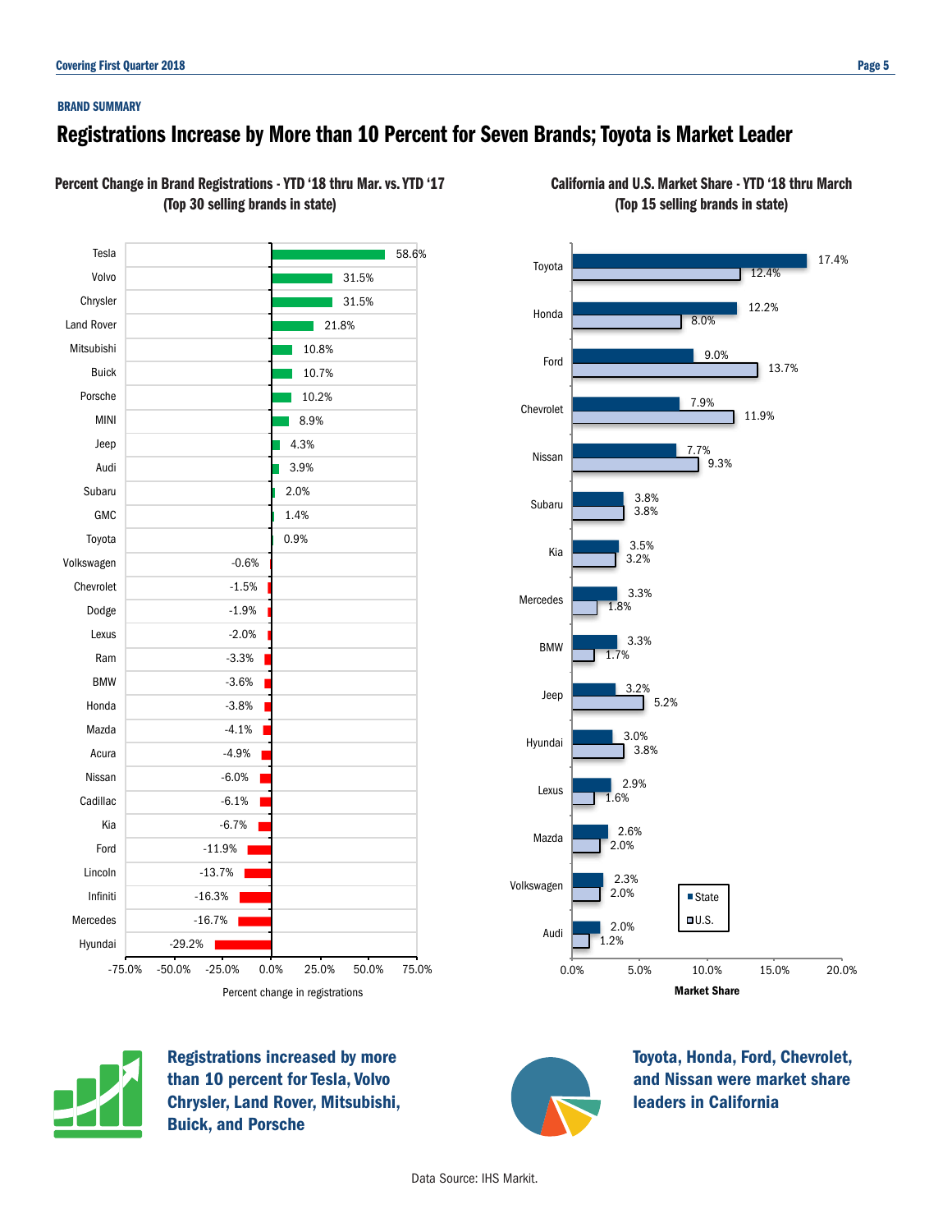BRAND SUMMARY

# Registrations Increase by More than 10 Percent for Seven Brands; Toyota is Market Leader

### Percent Change in Brand Registrations - YTD '18 thru Mar. vs. YTD '17 (Top 30 selling brands in state)

| Brand | Percent change in registrations |
|---|---|
| Tesla | 58.6% |
| Volvo | 31.5% |
| Chrysler | 31.5% |
| Land Rover | 21.8% |
| Mitsubishi | 10.8% |
| Buick | 10.7% |
| Porsche | 10.2% |
| MINI | 8.9% |
| Jeep | 4.3% |
| Audi | 3.9% |
| Subaru | 2.0% |
| GMC | 1.4% |
| Toyota | 0.9% |
| Volkswagen | -0.6% |
| Chevrolet | -1.5% |
| Dodge | -1.9% |
| Lexus | -2.0% |
| Ram | -3.3% |
| BMW | -3.6% |
| Honda | -3.8% |
| Mazda | -4.1% |
| Acura | -4.9% |
| Nissan | -6.0% |
| Cadillac | -6.1% |
| Kia | -6.7% |
| Ford | -11.9% |
| Lincoln | -13.7% |
| Infiniti | -16.3% |
| Mercedes | -16.7% |
| Hyundai | -29.2% |

### California and U.S. Market Share - YTD '18 thru March (Top 15 selling brands in state)

| Brand | State | U.S. |
|---|---|---|
| Toyota | 17.4% | 12.4% |
| Honda | 12.2% | 8.0% |
| Ford | 9.0% | 13.7% |
| Chevrolet | 7.9% | 11.9% |
| Nissan | 7.7% | 9.3% |
| Subaru | 3.8% | 3.8% |
| Kia | 3.5% | 3.2% |
| Mercedes | 3.3% | 1.8% |
| BMW | 3.3% | 1.7% |
| Jeep | 3.2% | 5.2% |
| Hyundai | 3.0% | 3.8% |
| Lexus | 2.9% | 1.6% |
| Mazda | 2.6% | 2.0% |
| Volkswagen | 2.3% | 2.0% |
| Audi | 2.0% | 1.2% |

**Registrations increased by more than 10 percent for Tesla, Volvo Chrysler, Land Rover, Mitsubishi, Buick, and Porsche**

**Toyota, Honda, Ford, Chevrolet, and Nissan were market share leaders in California**

Data Source: IHS Markit.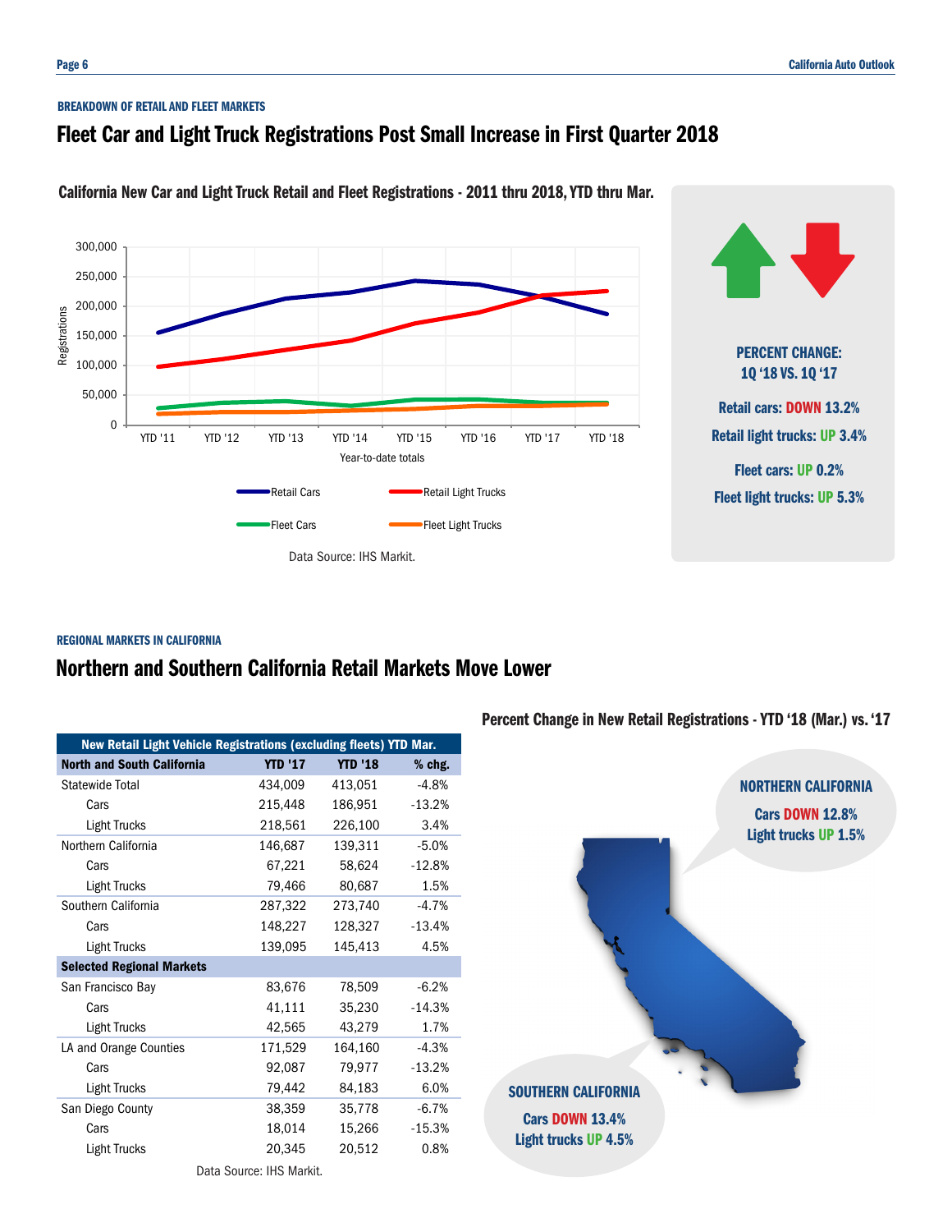BREAKDOWN OF RETAIL AND FLEET MARKETS

# Fleet Car and Light Truck Registrations Post Small Increase in First Quarter 2018

**California New Car and Light Truck Retail and Fleet Registrations - 2011 thru 2018, YTD thru Mar.**

Registrations

300,000
250,000
200,000
150,000
100,000
50,000
0

YTD '11 YTD '12 YTD '13 YTD '14 YTD '15 YTD '16 YTD '17 YTD '18

Year-to-date totals

Retail Cars — Retail Light Trucks — Fleet Cars — Fleet Light Trucks

Data Source: IHS Markit.

**PERCENT CHANGE: 1Q '18 VS. 1Q '17**

**Retail cars: DOWN 13.2%**

**Retail light trucks: UP 3.4%**

**Fleet cars: UP 0.2%**

**Fleet light trucks: UP 5.3%**

REGIONAL MARKETS IN CALIFORNIA

# Northern and Southern California Retail Markets Move Lower

| New Retail Light Vehicle Registrations (excluding fleets) YTD Mar. | | | |
|---|---|---|---|
| **North and South California** | **YTD '17** | **YTD '18** | **% chg.** |
| Statewide Total | 434,009 | 413,051 | -4.8% |
| Cars | 215,448 | 186,951 | -13.2% |
| Light Trucks | 218,561 | 226,100 | 3.4% |
| Northern California | 146,687 | 139,311 | -5.0% |
| Cars | 67,221 | 58,624 | -12.8% |
| Light Trucks | 79,466 | 80,687 | 1.5% |
| Southern California | 287,322 | 273,740 | -4.7% |
| Cars | 148,227 | 128,327 | -13.4% |
| Light Trucks | 139,095 | 145,413 | 4.5% |
| **Selected Regional Markets** | | | |
| San Francisco Bay | 83,676 | 78,509 | -6.2% |
| Cars | 41,111 | 35,230 | -14.3% |
| Light Trucks | 42,565 | 43,279 | 1.7% |
| LA and Orange Counties | 171,529 | 164,160 | -4.3% |
| Cars | 92,087 | 79,977 | -13.2% |
| Light Trucks | 79,442 | 84,183 | 6.0% |
| San Diego County | 38,359 | 35,778 | -6.7% |
| Cars | 18,014 | 15,266 | -15.3% |
| Light Trucks | 20,345 | 20,512 | 0.8% |

Data Source: IHS Markit.

**Percent Change in New Retail Registrations - YTD '18 (Mar.) vs. '17**

**NORTHERN CALIFORNIA**
Cars DOWN 12.8%
Light trucks UP 1.5%

**SOUTHERN CALIFORNIA**
Cars DOWN 13.4%
Light trucks UP 4.5%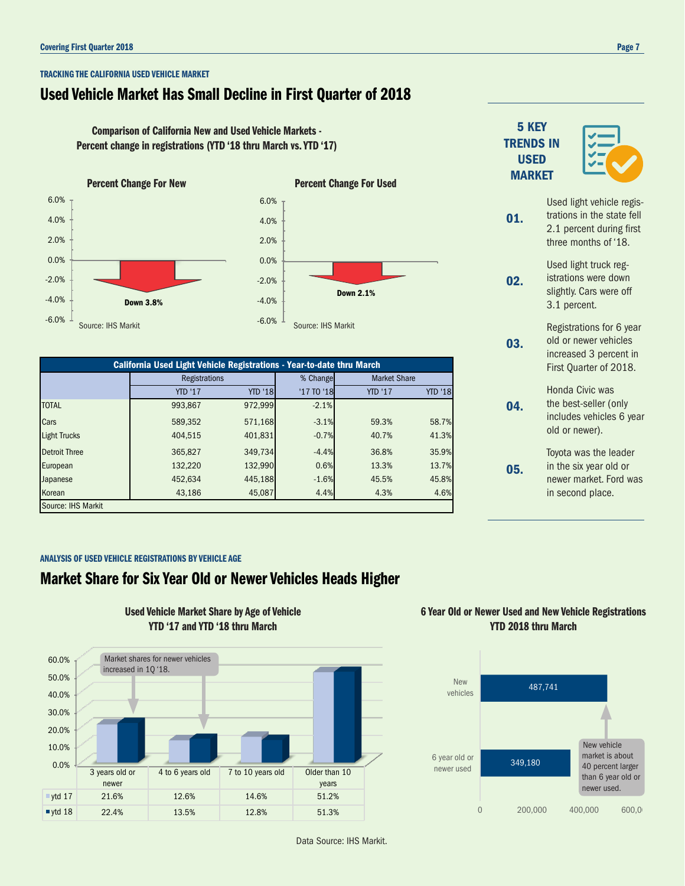### TRACKING THE CALIFORNIA USED VEHICLE MARKET

# Used Vehicle Market Has Small Decline in First Quarter of 2018

**Comparison of California New and Used Vehicle Markets - Percent change in registrations (YTD '18 thru March vs. YTD '17)**

**Percent Change For New**

Down 3.8%

Source: IHS Markit

**Percent Change For Used**

Down 2.1%

Source: IHS Markit

| California Used Light Vehicle Registrations - Year-to-date thru March | | | | | |
|---|---|---|---|---|---|
| | Registrations | | % Change | Market Share | |
| | YTD '17 | YTD '18 | '17 TO '18 | YTD '17 | YTD '18 |
| TOTAL | 993,867 | 972,999 | -2.1% | | |
| Cars | 589,352 | 571,168 | -3.1% | 59.3% | 58.7% |
| Light Trucks | 404,515 | 401,831 | -0.7% | 40.7% | 41.3% |
| Detroit Three | 365,827 | 349,734 | -4.4% | 36.8% | 35.9% |
| European | 132,220 | 132,990 | 0.6% | 13.3% | 13.7% |
| Japanese | 452,634 | 445,188 | -1.6% | 45.5% | 45.8% |
| Korean | 43,186 | 45,087 | 4.4% | 4.3% | 4.6% |

Source: IHS Markit

## 5 KEY TRENDS IN USED MARKET

**01.** Used light vehicle registrations in the state fell 2.1 percent during first three months of '18.

**02.** Used light truck registrations were down slightly. Cars were off 3.1 percent.

**03.** Registrations for 6 year old or newer vehicles increased 3 percent in First Quarter of 2018.

**04.** Honda Civic was the best-seller (only includes vehicles 6 year old or newer).

**05.** Toyota was the leader in the six year old or newer market. Ford was in second place.

### ANALYSIS OF USED VEHICLE REGISTRATIONS BY VEHICLE AGE

# Market Share for Six Year Old or Newer Vehicles Heads Higher

**Used Vehicle Market Share by Age of Vehicle YTD '17 and YTD '18 thru March**

Market shares for newer vehicles increased in 1Q '18.

| | 3 years old or newer | 4 to 6 years old | 7 to 10 years old | Older than 10 years |
|---|---|---|---|---|
| ytd 17 | 21.6% | 12.6% | 14.6% | 51.2% |
| ytd 18 | 22.4% | 13.5% | 12.8% | 51.3% |

**6 Year Old or Newer Used and New Vehicle Registrations YTD 2018 thru March**

| | Registrations |
|---|---|
| New vehicles | 487,741 |
| 6 year old or newer used | 349,180 |

New vehicle market is about 40 percent larger than 6 year old or newer used.

Data Source: IHS Markit.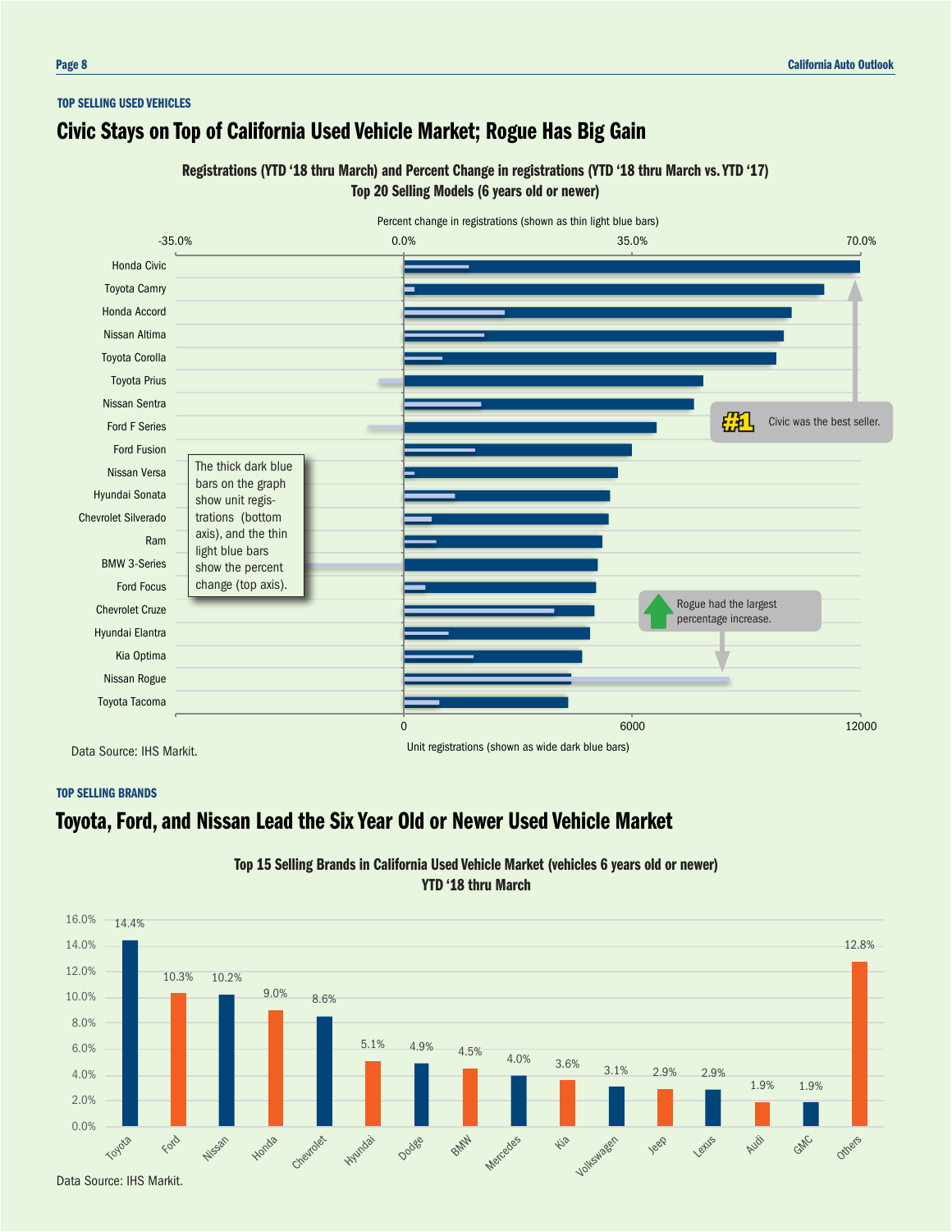TOP SELLING USED VEHICLES

## Civic Stays on Top of California Used Vehicle Market; Rogue Has Big Gain

**Registrations (YTD '18 thru March) and Percent Change in registrations (YTD '18 thru March vs. YTD '17)**
**Top 20 Selling Models (6 years old or newer)**

Percent change in registrations (shown as thin light blue bars)

-35.0%
0.0%
35.0%
70.0%

Honda Civic
Toyota Camry
Honda Accord
Nissan Altima
Toyota Corolla
Toyota Prius
Nissan Sentra
Ford F Series
Ford Fusion
Nissan Versa
Hyundai Sonata
Chevrolet Silverado
Ram
BMW 3-Series
Ford Focus
Chevrolet Cruze
Hyundai Elantra
Kia Optima
Nissan Rogue
Toyota Tacoma

The thick dark blue bars on the graph show unit registrations (bottom axis), and the thin light blue bars show the percent change (top axis).

#1 Civic was the best seller.

Rogue had the largest percentage increase.

0
6000
12000

Unit registrations (shown as wide dark blue bars)

Data Source: IHS Markit.

TOP SELLING BRANDS

## Toyota, Ford, and Nissan Lead the Six Year Old or Newer Used Vehicle Market

**Top 15 Selling Brands in California Used Vehicle Market (vehicles 6 years old or newer)**
**YTD '18 thru March**

16.0%
14.0%
12.0%
10.0%
8.0%
6.0%
4.0%
2.0%
0.0%

Toyota 14.4%
Ford 10.3%
Nissan 10.2%
Honda 9.0%
Chevrolet 8.6%
Hyundai 5.1%
Dodge 4.9%
BMW 4.5%
Mercedes 4.0%
Kia 3.6%
Volkswagen 3.1%
Jeep 2.9%
Lexus 2.9%
Audi 1.9%
GMC 1.9%
Others 12.8%

Data Source: IHS Markit.